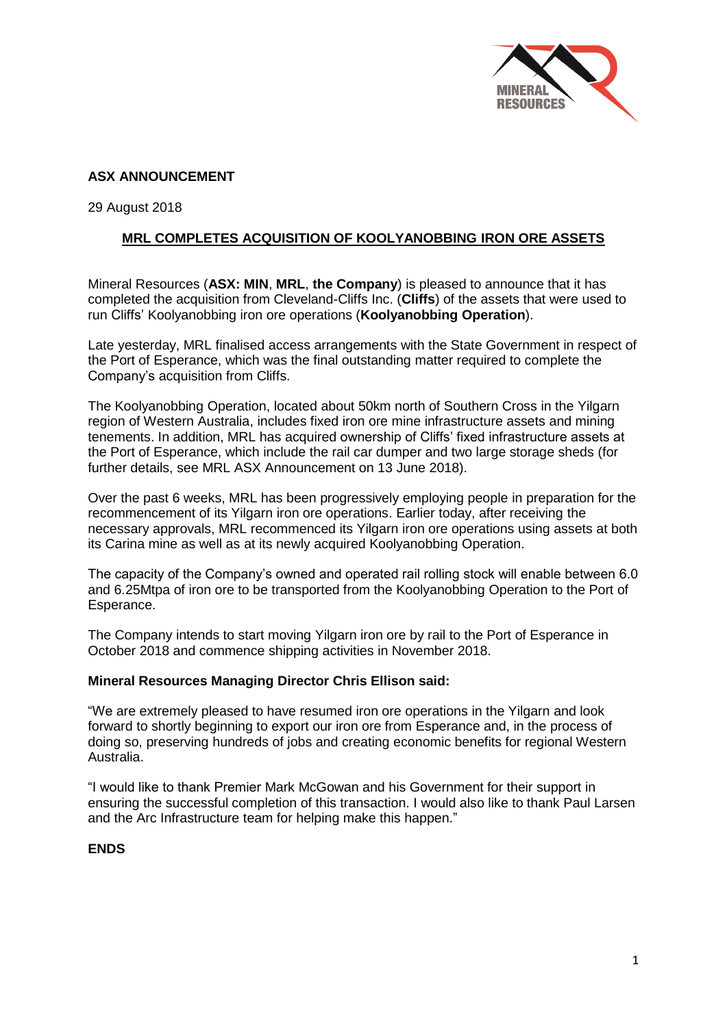**ASX ANNOUNCEMENT**

29 August 2018

## MRL COMPLETES ACQUISITION OF KOOLYANOBBING IRON ORE ASSETS

Mineral Resources (**ASX: MIN**, **MRL**, **the Company**) is pleased to announce that it has completed the acquisition from Cleveland-Cliffs Inc. (**Cliffs**) of the assets that were used to run Cliffs' Koolyanobbing iron ore operations (**Koolyanobbing Operation**).

Late yesterday, MRL finalised access arrangements with the State Government in respect of the Port of Esperance, which was the final outstanding matter required to complete the Company's acquisition from Cliffs.

The Koolyanobbing Operation, located about 50km north of Southern Cross in the Yilgarn region of Western Australia, includes fixed iron ore mine infrastructure assets and mining tenements. In addition, MRL has acquired ownership of Cliffs' fixed infrastructure assets at the Port of Esperance, which include the rail car dumper and two large storage sheds (for further details, see MRL ASX Announcement on 13 June 2018).

Over the past 6 weeks, MRL has been progressively employing people in preparation for the recommencement of its Yilgarn iron ore operations. Earlier today, after receiving the necessary approvals, MRL recommenced its Yilgarn iron ore operations using assets at both its Carina mine as well as at its newly acquired Koolyanobbing Operation.

The capacity of the Company's owned and operated rail rolling stock will enable between 6.0 and 6.25Mtpa of iron ore to be transported from the Koolyanobbing Operation to the Port of Esperance.

The Company intends to start moving Yilgarn iron ore by rail to the Port of Esperance in October 2018 and commence shipping activities in November 2018.

**Mineral Resources Managing Director Chris Ellison said:**

"We are extremely pleased to have resumed iron ore operations in the Yilgarn and look forward to shortly beginning to export our iron ore from Esperance and, in the process of doing so, preserving hundreds of jobs and creating economic benefits for regional Western Australia.

"I would like to thank Premier Mark McGowan and his Government for their support in ensuring the successful completion of this transaction. I would also like to thank Paul Larsen and the Arc Infrastructure team for helping make this happen."

**ENDS**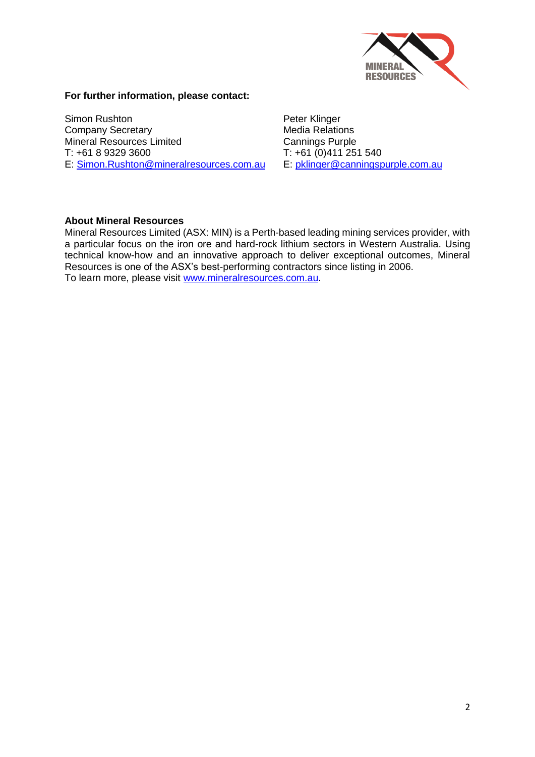**For further information, please contact:**

Simon Rushton
Company Secretary
Mineral Resources Limited
T: +61 8 9329 3600
E: Simon.Rushton@mineralresources.com.au

Peter Klinger
Media Relations
Cannings Purple
T: +61 (0)411 251 540
E: pklinger@canningspurple.com.au

**About Mineral Resources**

Mineral Resources Limited (ASX: MIN) is a Perth-based leading mining services provider, with a particular focus on the iron ore and hard-rock lithium sectors in Western Australia. Using technical know-how and an innovative approach to deliver exceptional outcomes, Mineral Resources is one of the ASX's best-performing contractors since listing in 2006.
To learn more, please visit www.mineralresources.com.au.